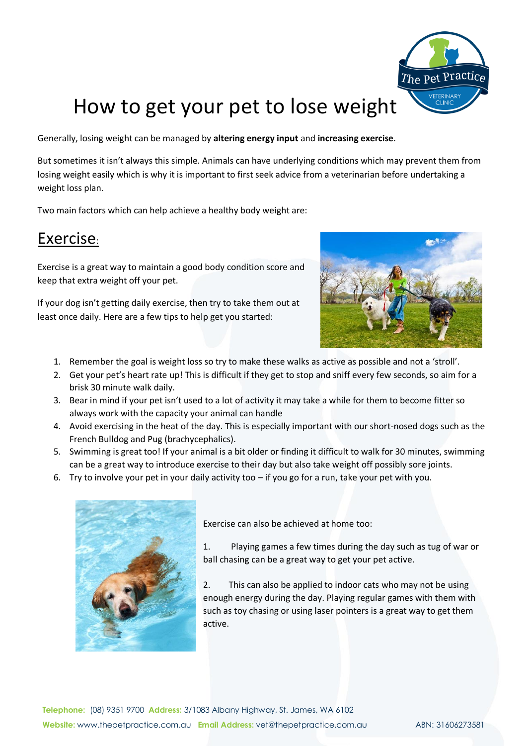# How to get your pet to lose weight

Generally, losing weight can be managed by **altering energy input** and **increasing exercise**.

But sometimes it isn't always this simple. Animals can have underlying conditions which may prevent them from losing weight easily which is why it is important to first seek advice from a veterinarian before undertaking a weight loss plan.

Two main factors which can help achieve a healthy body weight are:

## Exercise:

Exercise is a great way to maintain a good body condition score and keep that extra weight off your pet.

If your dog isn't getting daily exercise, then try to take them out at least once daily. Here are a few tips to help get you started:

1. Remember the goal is weight loss so try to make these walks as active as possible and not a 'stroll'.
2. Get your pet's heart rate up! This is difficult if they get to stop and sniff every few seconds, so aim for a brisk 30 minute walk daily.
3. Bear in mind if your pet isn't used to a lot of activity it may take a while for them to become fitter so always work with the capacity your animal can handle
4. Avoid exercising in the heat of the day. This is especially important with our short-nosed dogs such as the French Bulldog and Pug (brachycephalics).
5. Swimming is great too! If your animal is a bit older or finding it difficult to walk for 30 minutes, swimming can be a great way to introduce exercise to their day but also take weight off possibly sore joints.
6. Try to involve your pet in your daily activity too – if you go for a run, take your pet with you.

Exercise can also be achieved at home too:

1. Playing games a few times during the day such as tug of war or ball chasing can be a great way to get your pet active.
2. This can also be applied to indoor cats who may not be using enough energy during the day. Playing regular games with them with such as toy chasing or using laser pointers is a great way to get them active.

**Telephone:** (08) 9351 9700 **Address:** 3/1083 Albany Highway, St. James, WA 6102
**Website:** www.thepetpractice.com.au **Email Address:** vet@thepetpractice.com.au ABN: 31606273581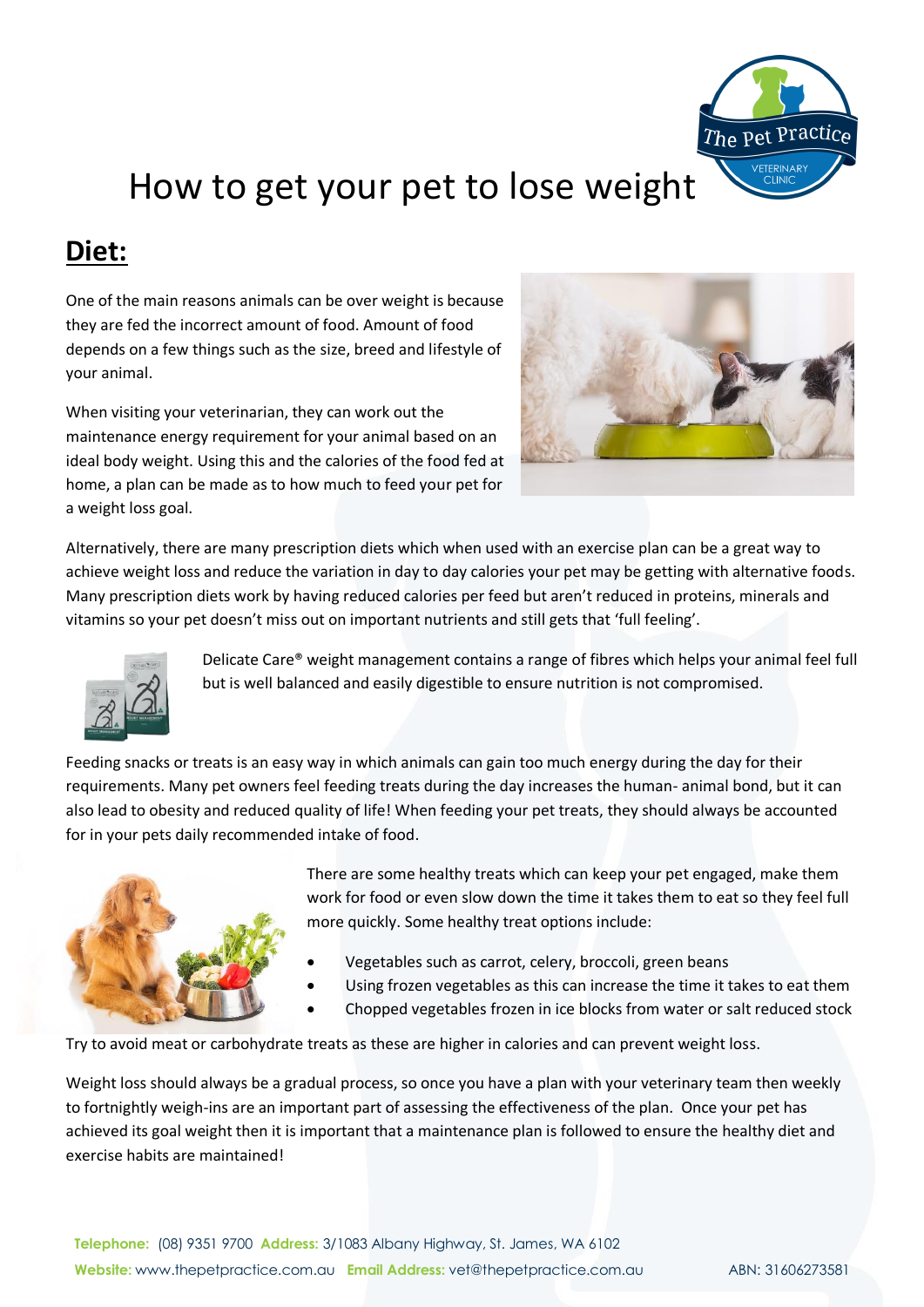# How to get your pet to lose weight

## Diet:

One of the main reasons animals can be over weight is because they are fed the incorrect amount of food. Amount of food depends on a few things such as the size, breed and lifestyle of your animal.

When visiting your veterinarian, they can work out the maintenance energy requirement for your animal based on an ideal body weight. Using this and the calories of the food fed at home, a plan can be made as to how much to feed your pet for a weight loss goal.

Alternatively, there are many prescription diets which when used with an exercise plan can be a great way to achieve weight loss and reduce the variation in day to day calories your pet may be getting with alternative foods. Many prescription diets work by having reduced calories per feed but aren't reduced in proteins, minerals and vitamins so your pet doesn't miss out on important nutrients and still gets that 'full feeling'.

Delicate Care® weight management contains a range of fibres which helps your animal feel full but is well balanced and easily digestible to ensure nutrition is not compromised.

Feeding snacks or treats is an easy way in which animals can gain too much energy during the day for their requirements. Many pet owners feel feeding treats during the day increases the human- animal bond, but it can also lead to obesity and reduced quality of life! When feeding your pet treats, they should always be accounted for in your pets daily recommended intake of food.

There are some healthy treats which can keep your pet engaged, make them work for food or even slow down the time it takes them to eat so they feel full more quickly. Some healthy treat options include:

- Vegetables such as carrot, celery, broccoli, green beans
- Using frozen vegetables as this can increase the time it takes to eat them
- Chopped vegetables frozen in ice blocks from water or salt reduced stock

Try to avoid meat or carbohydrate treats as these are higher in calories and can prevent weight loss.

Weight loss should always be a gradual process, so once you have a plan with your veterinary team then weekly to fortnightly weigh-ins are an important part of assessing the effectiveness of the plan. Once your pet has achieved its goal weight then it is important that a maintenance plan is followed to ensure the healthy diet and exercise habits are maintained!

**Telephone:** (08) 9351 9700 **Address:** 3/1083 Albany Highway, St. James, WA 6102
**Website:** www.thepetpractice.com.au **Email Address:** vet@thepetpractice.com.au ABN: 31606273581